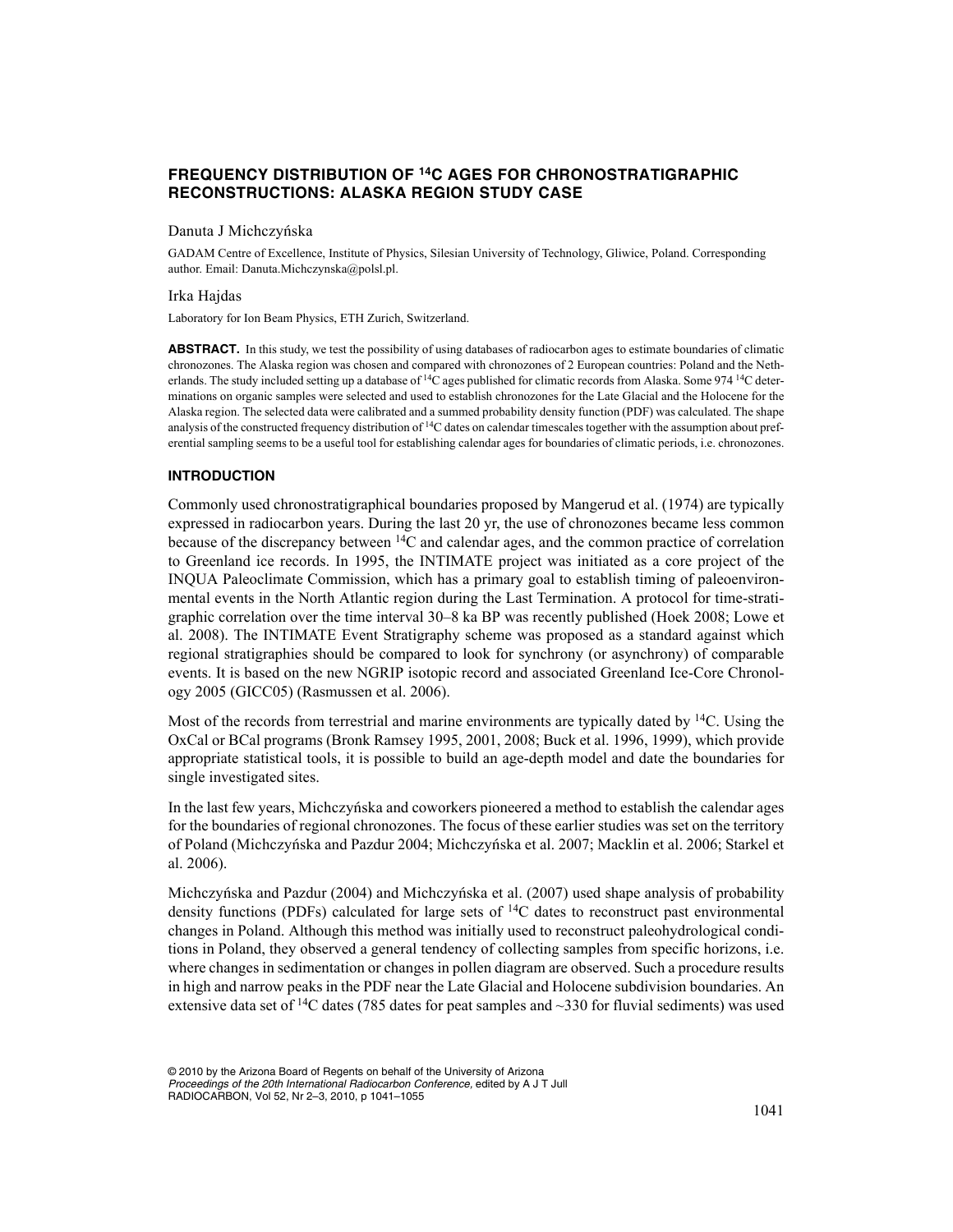# FREQUENCY DISTRIBUTION OF $^{14}$C AGES FOR CHRONOSTRATIGRAPHIC RECONSTRUCTIONS: ALASKA REGION STUDY CASE

Danuta J Michczyńska

GADAM Centre of Excellence, Institute of Physics, Silesian University of Technology, Gliwice, Poland. Corresponding author. Email: Danuta.Michczynska@polsl.pl.

Irka Hajdas

Laboratory for Ion Beam Physics, ETH Zurich, Switzerland.

**ABSTRACT.** In this study, we test the possibility of using databases of radiocarbon ages to estimate boundaries of climatic chronozones. The Alaska region was chosen and compared with chronozones of 2 European countries: Poland and the Netherlands. The study included setting up a database of $^{14}$C ages published for climatic records from Alaska. Some 974 $^{14}$C determinations on organic samples were selected and used to establish chronozones for the Late Glacial and the Holocene for the Alaska region. The selected data were calibrated and a summed probability density function (PDF) was calculated. The shape analysis of the constructed frequency distribution of $^{14}$C dates on calendar timescales together with the assumption about preferential sampling seems to be a useful tool for establishing calendar ages for boundaries of climatic periods, i.e. chronozones.

## INTRODUCTION

Commonly used chronostratigraphical boundaries proposed by Mangerud et al. (1974) are typically expressed in radiocarbon years. During the last 20 yr, the use of chronozones became less common because of the discrepancy between $^{14}$C and calendar ages, and the common practice of correlation to Greenland ice records. In 1995, the INTIMATE project was initiated as a core project of the INQUA Paleoclimate Commission, which has a primary goal to establish timing of paleoenvironmental events in the North Atlantic region during the Last Termination. A protocol for time-stratigraphic correlation over the time interval 30–8 ka BP was recently published (Hoek 2008; Lowe et al. 2008). The INTIMATE Event Stratigraphy scheme was proposed as a standard against which regional stratigraphies should be compared to look for synchrony (or asynchrony) of comparable events. It is based on the new NGRIP isotopic record and associated Greenland Ice-Core Chronology 2005 (GICC05) (Rasmussen et al. 2006).

Most of the records from terrestrial and marine environments are typically dated by $^{14}$C. Using the OxCal or BCal programs (Bronk Ramsey 1995, 2001, 2008; Buck et al. 1996, 1999), which provide appropriate statistical tools, it is possible to build an age-depth model and date the boundaries for single investigated sites.

In the last few years, Michczyńska and coworkers pioneered a method to establish the calendar ages for the boundaries of regional chronozones. The focus of these earlier studies was set on the territory of Poland (Michczyńska and Pazdur 2004; Michczyńska et al. 2007; Macklin et al. 2006; Starkel et al. 2006).

Michczyńska and Pazdur (2004) and Michczyńska et al. (2007) used shape analysis of probability density functions (PDFs) calculated for large sets of $^{14}$C dates to reconstruct past environmental changes in Poland. Although this method was initially used to reconstruct paleohydrological conditions in Poland, they observed a general tendency of collecting samples from specific horizons, i.e. where changes in sedimentation or changes in pollen diagram are observed. Such a procedure results in high and narrow peaks in the PDF near the Late Glacial and Holocene subdivision boundaries. An extensive data set of $^{14}$C dates (785 dates for peat samples and ~330 for fluvial sediments) was used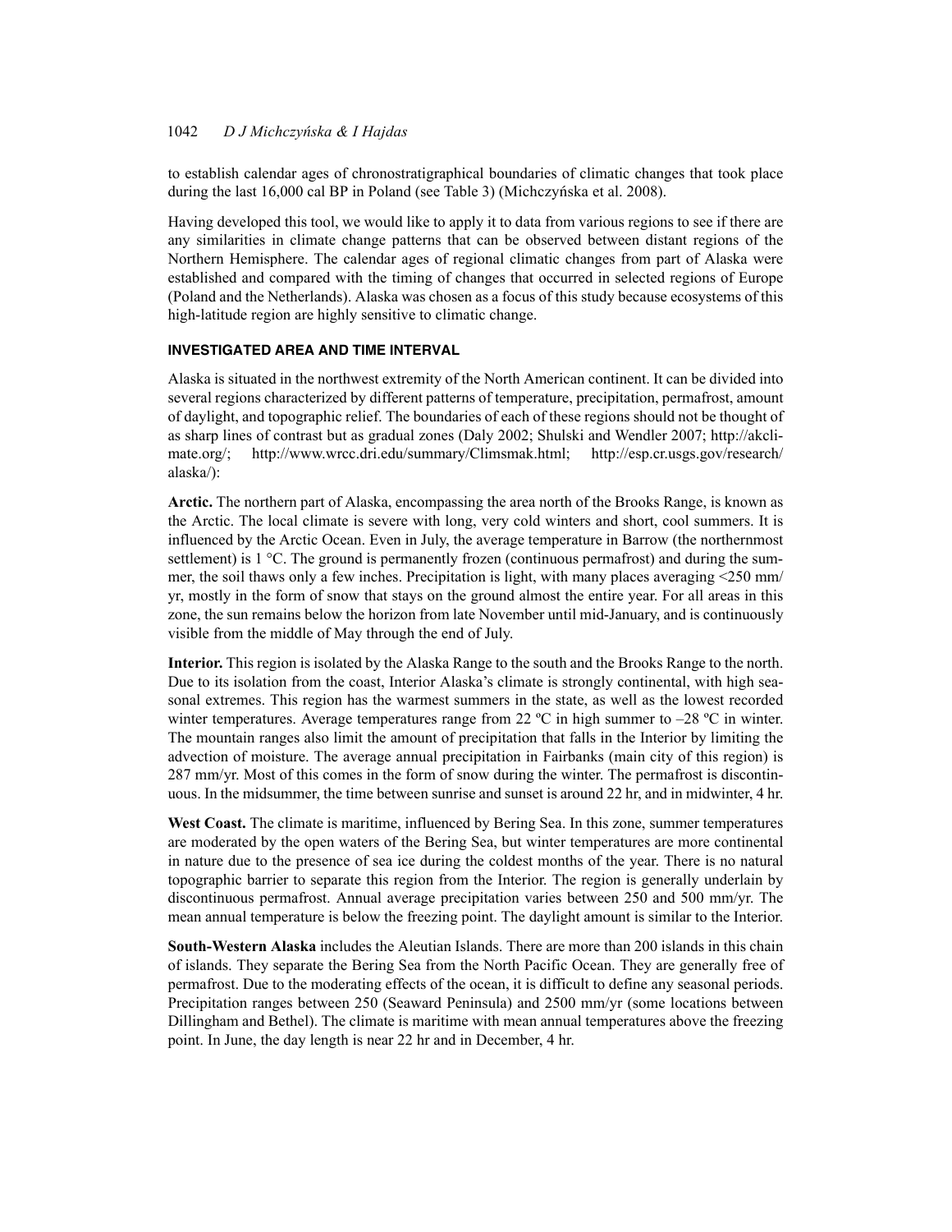to establish calendar ages of chronostratigraphical boundaries of climatic changes that took place during the last 16,000 cal BP in Poland (see Table 3) (Michczyńska et al. 2008).

Having developed this tool, we would like to apply it to data from various regions to see if there are any similarities in climate change patterns that can be observed between distant regions of the Northern Hemisphere. The calendar ages of regional climatic changes from part of Alaska were established and compared with the timing of changes that occurred in selected regions of Europe (Poland and the Netherlands). Alaska was chosen as a focus of this study because ecosystems of this high-latitude region are highly sensitive to climatic change.

## INVESTIGATED AREA AND TIME INTERVAL

Alaska is situated in the northwest extremity of the North American continent. It can be divided into several regions characterized by different patterns of temperature, precipitation, permafrost, amount of daylight, and topographic relief. The boundaries of each of these regions should not be thought of as sharp lines of contrast but as gradual zones (Daly 2002; Shulski and Wendler 2007; http://akclimate.org/; http://www.wrcc.dri.edu/summary/Climsmak.html; http://esp.cr.usgs.gov/research/alaska/):

**Arctic.** The northern part of Alaska, encompassing the area north of the Brooks Range, is known as the Arctic. The local climate is severe with long, very cold winters and short, cool summers. It is influenced by the Arctic Ocean. Even in July, the average temperature in Barrow (the northernmost settlement) is 1 °C. The ground is permanently frozen (continuous permafrost) and during the summer, the soil thaws only a few inches. Precipitation is light, with many places averaging <250 mm/yr, mostly in the form of snow that stays on the ground almost the entire year. For all areas in this zone, the sun remains below the horizon from late November until mid-January, and is continuously visible from the middle of May through the end of July.

**Interior.** This region is isolated by the Alaska Range to the south and the Brooks Range to the north. Due to its isolation from the coast, Interior Alaska's climate is strongly continental, with high seasonal extremes. This region has the warmest summers in the state, as well as the lowest recorded winter temperatures. Average temperatures range from 22 ºC in high summer to –28 ºC in winter. The mountain ranges also limit the amount of precipitation that falls in the Interior by limiting the advection of moisture. The average annual precipitation in Fairbanks (main city of this region) is 287 mm/yr. Most of this comes in the form of snow during the winter. The permafrost is discontinuous. In the midsummer, the time between sunrise and sunset is around 22 hr, and in midwinter, 4 hr.

**West Coast.** The climate is maritime, influenced by Bering Sea. In this zone, summer temperatures are moderated by the open waters of the Bering Sea, but winter temperatures are more continental in nature due to the presence of sea ice during the coldest months of the year. There is no natural topographic barrier to separate this region from the Interior. The region is generally underlain by discontinuous permafrost. Annual average precipitation varies between 250 and 500 mm/yr. The mean annual temperature is below the freezing point. The daylight amount is similar to the Interior.

**South-Western Alaska** includes the Aleutian Islands. There are more than 200 islands in this chain of islands. They separate the Bering Sea from the North Pacific Ocean. They are generally free of permafrost. Due to the moderating effects of the ocean, it is difficult to define any seasonal periods. Precipitation ranges between 250 (Seaward Peninsula) and 2500 mm/yr (some locations between Dillingham and Bethel). The climate is maritime with mean annual temperatures above the freezing point. In June, the day length is near 22 hr and in December, 4 hr.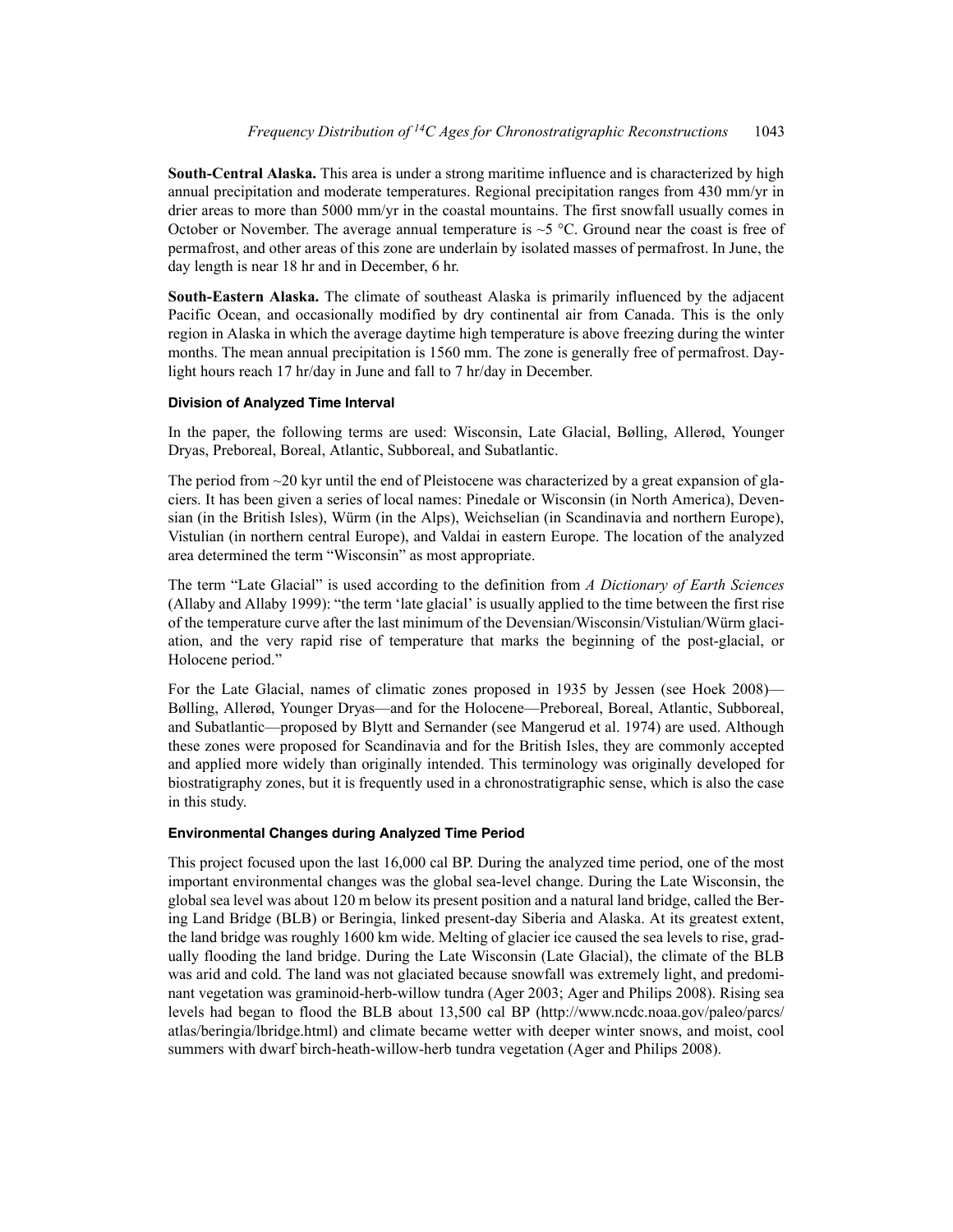**South-Central Alaska.** This area is under a strong maritime influence and is characterized by high annual precipitation and moderate temperatures. Regional precipitation ranges from 430 mm/yr in drier areas to more than 5000 mm/yr in the coastal mountains. The first snowfall usually comes in October or November. The average annual temperature is ~5 °C. Ground near the coast is free of permafrost, and other areas of this zone are underlain by isolated masses of permafrost. In June, the day length is near 18 hr and in December, 6 hr.

**South-Eastern Alaska.** The climate of southeast Alaska is primarily influenced by the adjacent Pacific Ocean, and occasionally modified by dry continental air from Canada. This is the only region in Alaska in which the average daytime high temperature is above freezing during the winter months. The mean annual precipitation is 1560 mm. The zone is generally free of permafrost. Daylight hours reach 17 hr/day in June and fall to 7 hr/day in December.

### Division of Analyzed Time Interval

In the paper, the following terms are used: Wisconsin, Late Glacial, Bølling, Allerød, Younger Dryas, Preboreal, Boreal, Atlantic, Subboreal, and Subatlantic.

The period from ~20 kyr until the end of Pleistocene was characterized by a great expansion of glaciers. It has been given a series of local names: Pinedale or Wisconsin (in North America), Devensian (in the British Isles), Würm (in the Alps), Weichselian (in Scandinavia and northern Europe), Vistulian (in northern central Europe), and Valdai in eastern Europe. The location of the analyzed area determined the term "Wisconsin" as most appropriate.

The term "Late Glacial" is used according to the definition from *A Dictionary of Earth Sciences* (Allaby and Allaby 1999): "the term 'late glacial' is usually applied to the time between the first rise of the temperature curve after the last minimum of the Devensian/Wisconsin/Vistulian/Würm glaciation, and the very rapid rise of temperature that marks the beginning of the post-glacial, or Holocene period."

For the Late Glacial, names of climatic zones proposed in 1935 by Jessen (see Hoek 2008)—Bølling, Allerød, Younger Dryas—and for the Holocene—Preboreal, Boreal, Atlantic, Subboreal, and Subatlantic—proposed by Blytt and Sernander (see Mangerud et al. 1974) are used. Although these zones were proposed for Scandinavia and for the British Isles, they are commonly accepted and applied more widely than originally intended. This terminology was originally developed for biostratigraphy zones, but it is frequently used in a chronostratigraphic sense, which is also the case in this study.

### Environmental Changes during Analyzed Time Period

This project focused upon the last 16,000 cal BP. During the analyzed time period, one of the most important environmental changes was the global sea-level change. During the Late Wisconsin, the global sea level was about 120 m below its present position and a natural land bridge, called the Bering Land Bridge (BLB) or Beringia, linked present-day Siberia and Alaska. At its greatest extent, the land bridge was roughly 1600 km wide. Melting of glacier ice caused the sea levels to rise, gradually flooding the land bridge. During the Late Wisconsin (Late Glacial), the climate of the BLB was arid and cold. The land was not glaciated because snowfall was extremely light, and predominant vegetation was graminoid-herb-willow tundra (Ager 2003; Ager and Philips 2008). Rising sea levels had began to flood the BLB about 13,500 cal BP (http://www.ncdc.noaa.gov/paleo/parcs/atlas/beringia/lbridge.html) and climate became wetter with deeper winter snows, and moist, cool summers with dwarf birch-heath-willow-herb tundra vegetation (Ager and Philips 2008).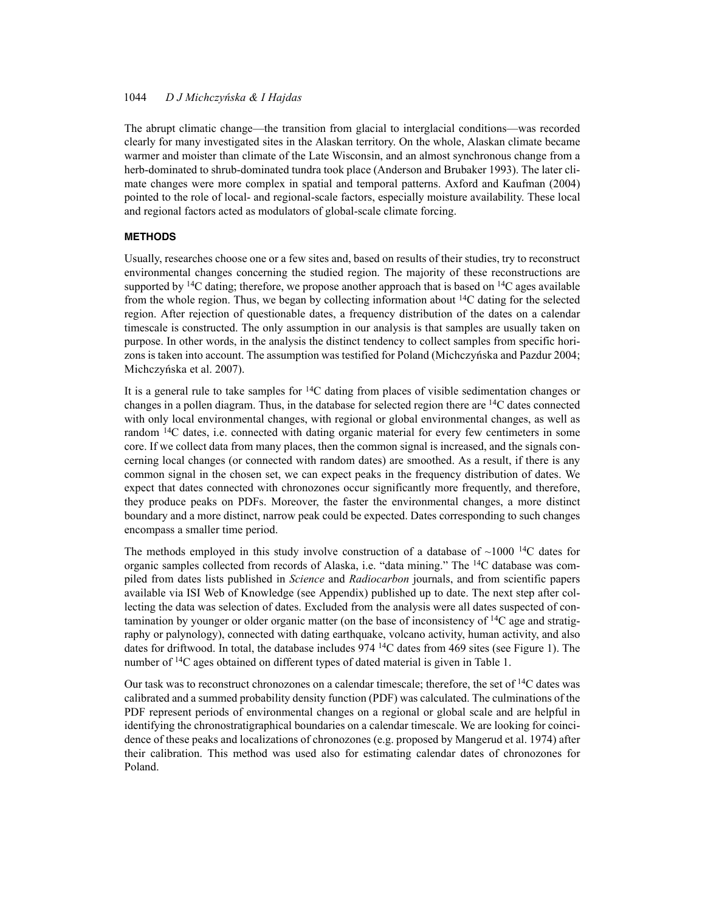The abrupt climatic change—the transition from glacial to interglacial conditions—was recorded clearly for many investigated sites in the Alaskan territory. On the whole, Alaskan climate became warmer and moister than climate of the Late Wisconsin, and an almost synchronous change from a herb-dominated to shrub-dominated tundra took place (Anderson and Brubaker 1993). The later climate changes were more complex in spatial and temporal patterns. Axford and Kaufman (2004) pointed to the role of local- and regional-scale factors, especially moisture availability. These local and regional factors acted as modulators of global-scale climate forcing.

## METHODS

Usually, researches choose one or a few sites and, based on results of their studies, try to reconstruct environmental changes concerning the studied region. The majority of these reconstructions are supported by $^{14}C$ dating; therefore, we propose another approach that is based on $^{14}C$ ages available from the whole region. Thus, we began by collecting information about $^{14}C$ dating for the selected region. After rejection of questionable dates, a frequency distribution of the dates on a calendar timescale is constructed. The only assumption in our analysis is that samples are usually taken on purpose. In other words, in the analysis the distinct tendency to collect samples from specific horizons is taken into account. The assumption was testified for Poland (Michczyńska and Pazdur 2004; Michczyńska et al. 2007).

It is a general rule to take samples for $^{14}C$ dating from places of visible sedimentation changes or changes in a pollen diagram. Thus, in the database for selected region there are $^{14}C$ dates connected with only local environmental changes, with regional or global environmental changes, as well as random $^{14}C$ dates, i.e. connected with dating organic material for every few centimeters in some core. If we collect data from many places, then the common signal is increased, and the signals concerning local changes (or connected with random dates) are smoothed. As a result, if there is any common signal in the chosen set, we can expect peaks in the frequency distribution of dates. We expect that dates connected with chronozones occur significantly more frequently, and therefore, they produce peaks on PDFs. Moreover, the faster the environmental changes, a more distinct boundary and a more distinct, narrow peak could be expected. Dates corresponding to such changes encompass a smaller time period.

The methods employed in this study involve construction of a database of ~1000 $^{14}C$ dates for organic samples collected from records of Alaska, i.e. "data mining." The $^{14}C$ database was compiled from dates lists published in *Science* and *Radiocarbon* journals, and from scientific papers available via ISI Web of Knowledge (see Appendix) published up to date. The next step after collecting the data was selection of dates. Excluded from the analysis were all dates suspected of contamination by younger or older organic matter (on the base of inconsistency of $^{14}C$ age and stratigraphy or palynology), connected with dating earthquake, volcano activity, human activity, and also dates for driftwood. In total, the database includes 974 $^{14}C$ dates from 469 sites (see Figure 1). The number of $^{14}C$ ages obtained on different types of dated material is given in Table 1.

Our task was to reconstruct chronozones on a calendar timescale; therefore, the set of $^{14}C$ dates was calibrated and a summed probability density function (PDF) was calculated. The culminations of the PDF represent periods of environmental changes on a regional or global scale and are helpful in identifying the chronostratigraphical boundaries on a calendar timescale. We are looking for coincidence of these peaks and localizations of chronozones (e.g. proposed by Mangerud et al. 1974) after their calibration. This method was used also for estimating calendar dates of chronozones for Poland.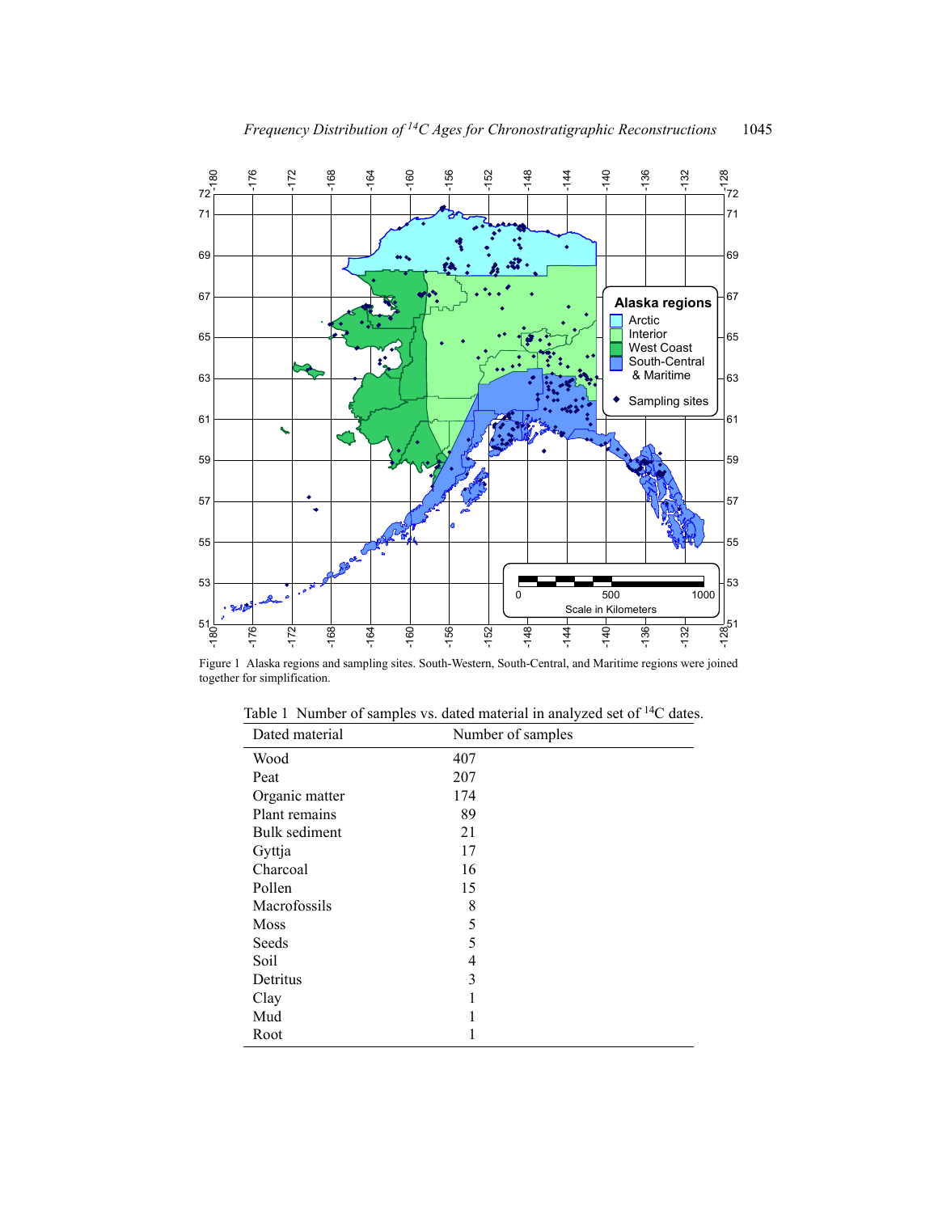Figure 1 Alaska regions and sampling sites. South-Western, South-Central, and Maritime regions were joined together for simplification.

Table 1 Number of samples vs. dated material in analyzed set of $^{14}C$ dates.

| Dated material | Number of samples |
|---|---|
| Wood | 407 |
| Peat | 207 |
| Organic matter | 174 |
| Plant remains | 89 |
| Bulk sediment | 21 |
| Gyttja | 17 |
| Charcoal | 16 |
| Pollen | 15 |
| Macrofossils | 8 |
| Moss | 5 |
| Seeds | 5 |
| Soil | 4 |
| Detritus | 3 |
| Clay | 1 |
| Mud | 1 |
| Root | 1 |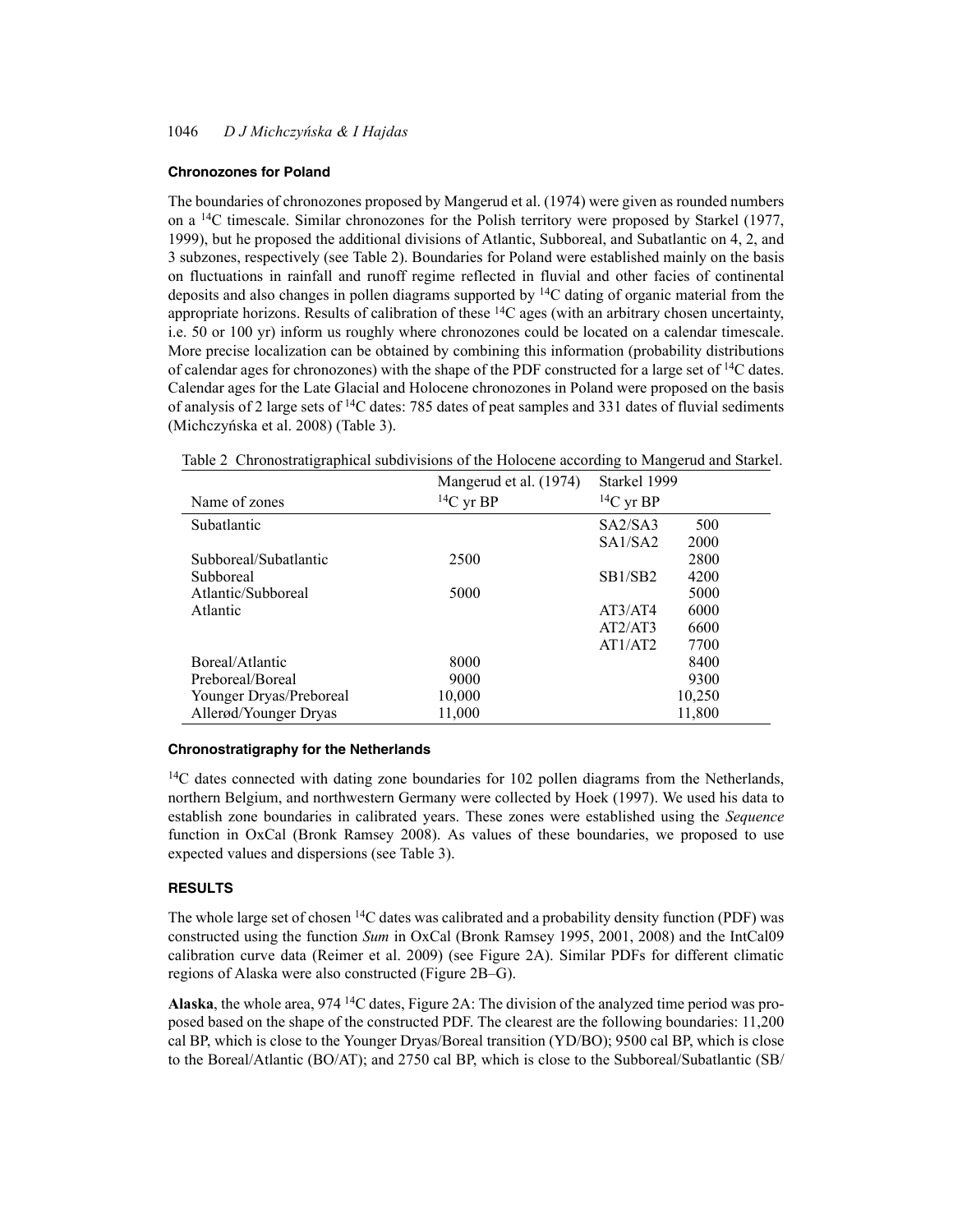### Chronozones for Poland

The boundaries of chronozones proposed by Mangerud et al. (1974) were given as rounded numbers on a $^{14}$C timescale. Similar chronozones for the Polish territory were proposed by Starkel (1977, 1999), but he proposed the additional divisions of Atlantic, Subboreal, and Subatlantic on 4, 2, and 3 subzones, respectively (see Table 2). Boundaries for Poland were established mainly on the basis on fluctuations in rainfall and runoff regime reflected in fluvial and other facies of continental deposits and also changes in pollen diagrams supported by $^{14}$C dating of organic material from the appropriate horizons. Results of calibration of these $^{14}$C ages (with an arbitrary chosen uncertainty, i.e. 50 or 100 yr) inform us roughly where chronozones could be located on a calendar timescale. More precise localization can be obtained by combining this information (probability distributions of calendar ages for chronozones) with the shape of the PDF constructed for a large set of $^{14}$C dates. Calendar ages for the Late Glacial and Holocene chronozones in Poland were proposed on the basis of analysis of 2 large sets of $^{14}$C dates: 785 dates of peat samples and 331 dates of fluvial sediments (Michczyńska et al. 2008) (Table 3).

Table 2 Chronostratigraphical subdivisions of the Holocene according to Mangerud and Starkel.

| Name of zones | Mangerud et al. (1974) $^{14}$C yr BP | Starkel 1999 $^{14}$C yr BP | |
|---|---|---|---|
| Subatlantic | | SA2/SA3 | 500 |
| | | SA1/SA2 | 2000 |
| Subboreal/Subatlantic | 2500 | | 2800 |
| Subboreal | | SB1/SB2 | 4200 |
| Atlantic/Subboreal | 5000 | | 5000 |
| Atlantic | | AT3/AT4 | 6000 |
| | | AT2/AT3 | 6600 |
| | | AT1/AT2 | 7700 |
| Boreal/Atlantic | 8000 | | 8400 |
| Preboreal/Boreal | 9000 | | 9300 |
| Younger Dryas/Preboreal | 10,000 | | 10,250 |
| Allerød/Younger Dryas | 11,000 | | 11,800 |

### Chronostratigraphy for the Netherlands

$^{14}$C dates connected with dating zone boundaries for 102 pollen diagrams from the Netherlands, northern Belgium, and northwestern Germany were collected by Hoek (1997). We used his data to establish zone boundaries in calibrated years. These zones were established using the *Sequence* function in OxCal (Bronk Ramsey 2008). As values of these boundaries, we proposed to use expected values and dispersions (see Table 3).

## RESULTS

The whole large set of chosen $^{14}$C dates was calibrated and a probability density function (PDF) was constructed using the function *Sum* in OxCal (Bronk Ramsey 1995, 2001, 2008) and the IntCal09 calibration curve data (Reimer et al. 2009) (see Figure 2A). Similar PDFs for different climatic regions of Alaska were also constructed (Figure 2B–G).

**Alaska**, the whole area, 974 $^{14}$C dates, Figure 2A: The division of the analyzed time period was proposed based on the shape of the constructed PDF. The clearest are the following boundaries: 11,200 cal BP, which is close to the Younger Dryas/Boreal transition (YD/BO); 9500 cal BP, which is close to the Boreal/Atlantic (BO/AT); and 2750 cal BP, which is close to the Subboreal/Subatlantic (SB/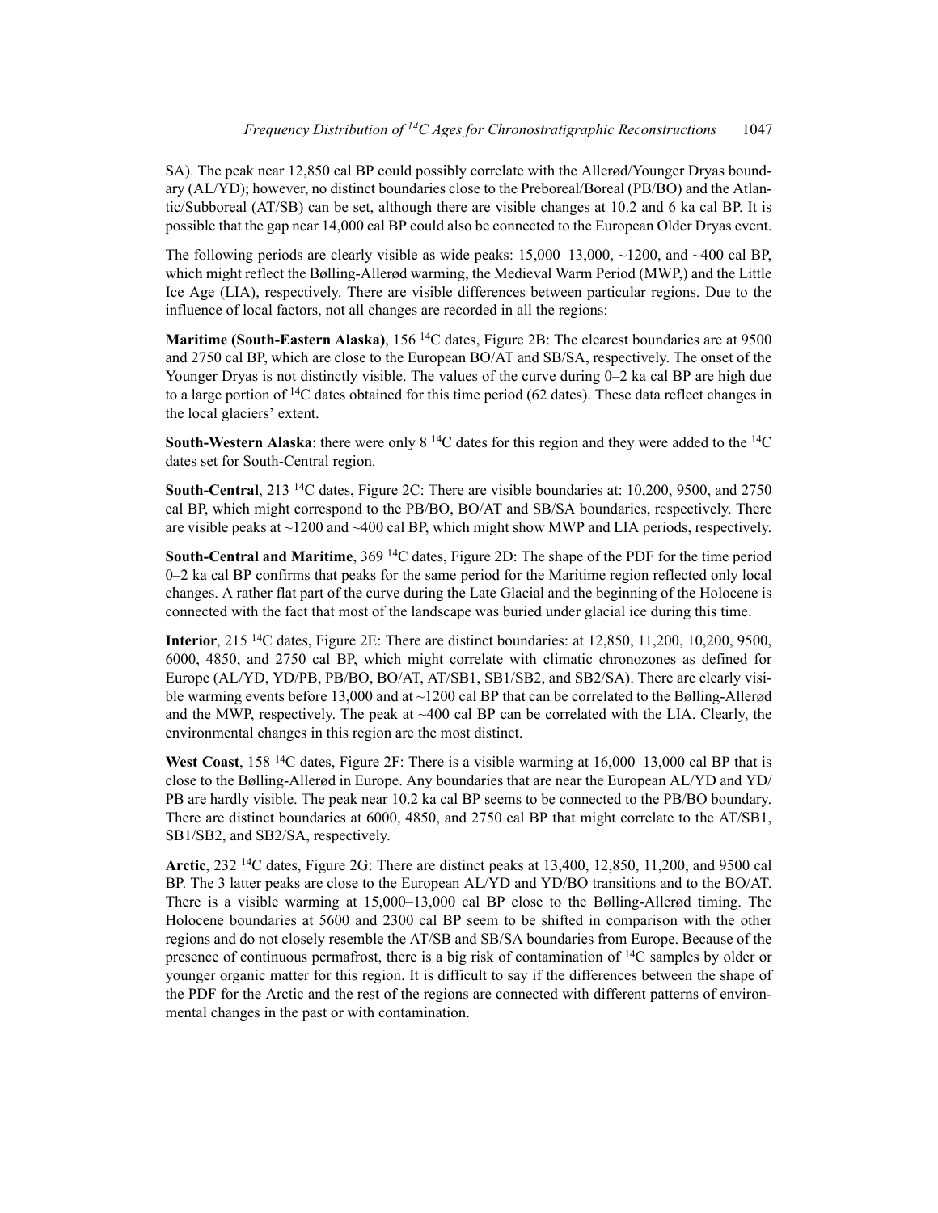SA). The peak near 12,850 cal BP could possibly correlate with the Allerød/Younger Dryas boundary (AL/YD); however, no distinct boundaries close to the Preboreal/Boreal (PB/BO) and the Atlantic/Subboreal (AT/SB) can be set, although there are visible changes at 10.2 and 6 ka cal BP. It is possible that the gap near 14,000 cal BP could also be connected to the European Older Dryas event.

The following periods are clearly visible as wide peaks: 15,000–13,000, ~1200, and ~400 cal BP, which might reflect the Bølling-Allerød warming, the Medieval Warm Period (MWP,) and the Little Ice Age (LIA), respectively. There are visible differences between particular regions. Due to the influence of local factors, not all changes are recorded in all the regions:

**Maritime (South-Eastern Alaska)**, 156 $^{14}$C dates, Figure 2B: The clearest boundaries are at 9500 and 2750 cal BP, which are close to the European BO/AT and SB/SA, respectively. The onset of the Younger Dryas is not distinctly visible. The values of the curve during 0–2 ka cal BP are high due to a large portion of $^{14}$C dates obtained for this time period (62 dates). These data reflect changes in the local glaciers' extent.

**South-Western Alaska**: there were only 8 $^{14}$C dates for this region and they were added to the $^{14}$C dates set for South-Central region.

**South-Central**, 213 $^{14}$C dates, Figure 2C: There are visible boundaries at: 10,200, 9500, and 2750 cal BP, which might correspond to the PB/BO, BO/AT and SB/SA boundaries, respectively. There are visible peaks at ~1200 and ~400 cal BP, which might show MWP and LIA periods, respectively.

**South-Central and Maritime**, 369 $^{14}$C dates, Figure 2D: The shape of the PDF for the time period 0–2 ka cal BP confirms that peaks for the same period for the Maritime region reflected only local changes. A rather flat part of the curve during the Late Glacial and the beginning of the Holocene is connected with the fact that most of the landscape was buried under glacial ice during this time.

**Interior**, 215 $^{14}$C dates, Figure 2E: There are distinct boundaries: at 12,850, 11,200, 10,200, 9500, 6000, 4850, and 2750 cal BP, which might correlate with climatic chronozones as defined for Europe (AL/YD, YD/PB, PB/BO, BO/AT, AT/SB1, SB1/SB2, and SB2/SA). There are clearly visible warming events before 13,000 and at ~1200 cal BP that can be correlated to the Bølling-Allerød and the MWP, respectively. The peak at ~400 cal BP can be correlated with the LIA. Clearly, the environmental changes in this region are the most distinct.

**West Coast**, 158 $^{14}$C dates, Figure 2F: There is a visible warming at 16,000–13,000 cal BP that is close to the Bølling-Allerød in Europe. Any boundaries that are near the European AL/YD and YD/PB are hardly visible. The peak near 10.2 ka cal BP seems to be connected to the PB/BO boundary. There are distinct boundaries at 6000, 4850, and 2750 cal BP that might correlate to the AT/SB1, SB1/SB2, and SB2/SA, respectively.

**Arctic**, 232 $^{14}$C dates, Figure 2G: There are distinct peaks at 13,400, 12,850, 11,200, and 9500 cal BP. The 3 latter peaks are close to the European AL/YD and YD/BO transitions and to the BO/AT. There is a visible warming at 15,000–13,000 cal BP close to the Bølling-Allerød timing. The Holocene boundaries at 5600 and 2300 cal BP seem to be shifted in comparison with the other regions and do not closely resemble the AT/SB and SB/SA boundaries from Europe. Because of the presence of continuous permafrost, there is a big risk of contamination of $^{14}$C samples by older or younger organic matter for this region. It is difficult to say if the differences between the shape of the PDF for the Arctic and the rest of the regions are connected with different patterns of environmental changes in the past or with contamination.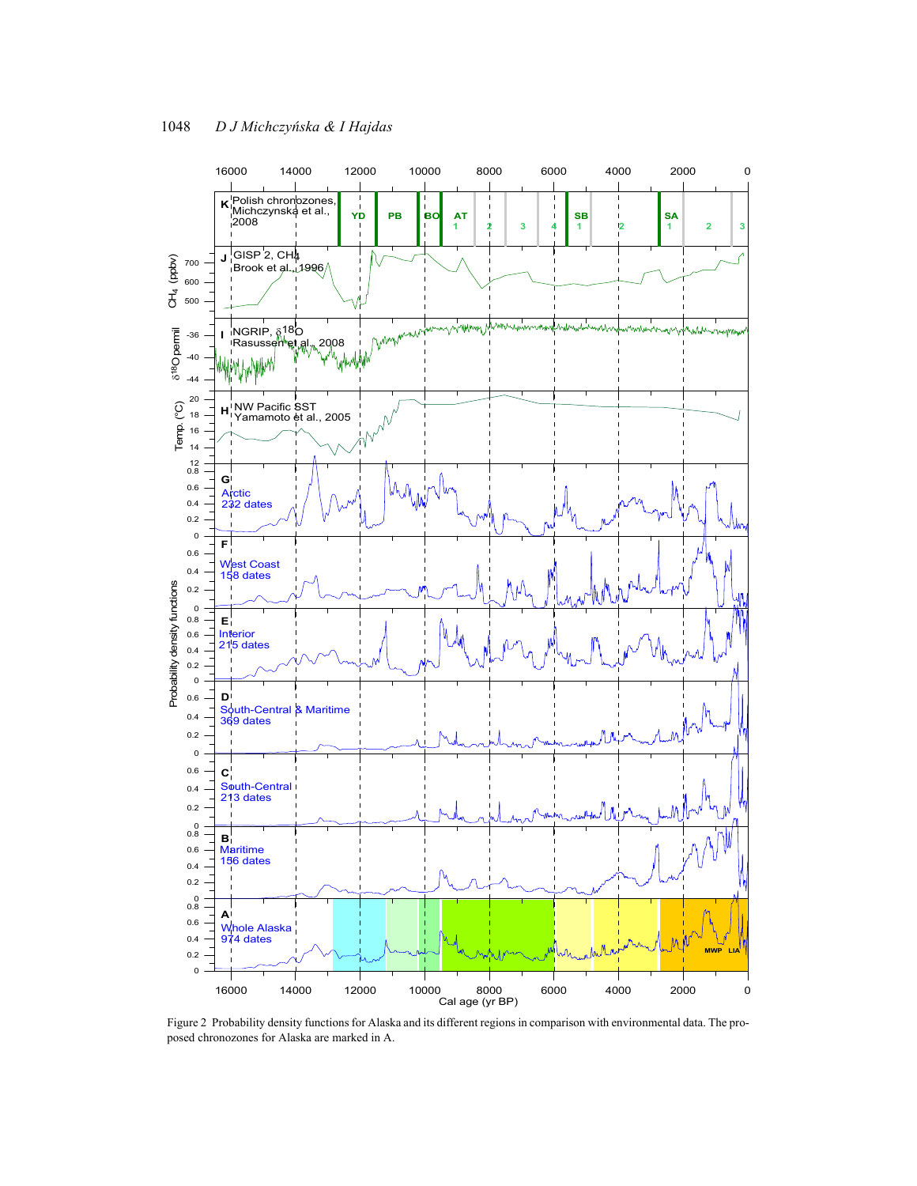Figure 2 Probability density functions for Alaska and its different regions in comparison with environmental data. The proposed chronozones for Alaska are marked in A.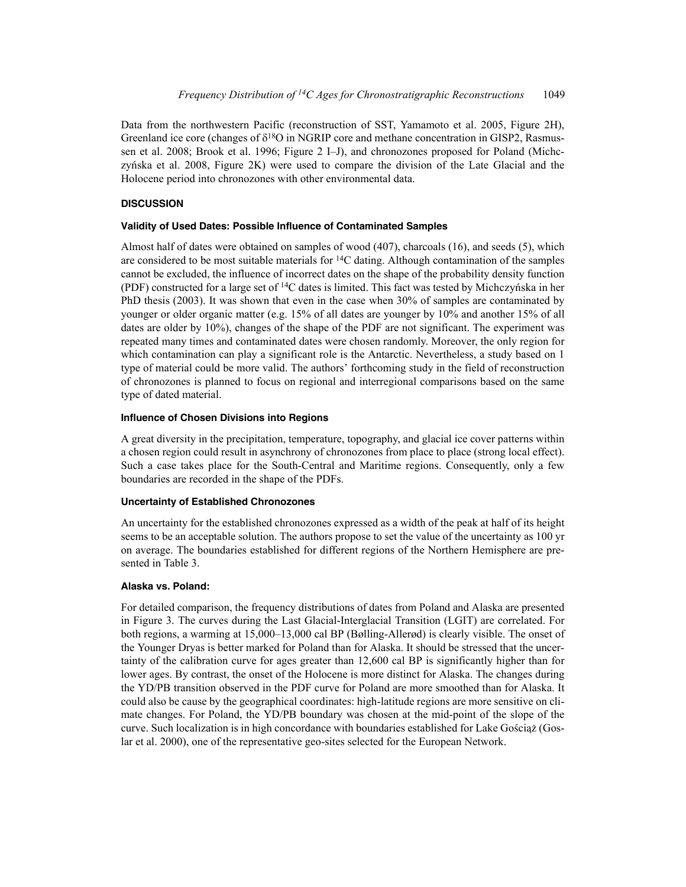Data from the northwestern Pacific (reconstruction of SST, Yamamoto et al. 2005, Figure 2H), Greenland ice core (changes of $\delta^{18}O$ in NGRIP core and methane concentration in GISP2, Rasmussen et al. 2008; Brook et al. 1996; Figure 2 I–J), and chronozones proposed for Poland (Michczyńska et al. 2008, Figure 2K) were used to compare the division of the Late Glacial and the Holocene period into chronozones with other environmental data.

## DISCUSSION

### Validity of Used Dates: Possible Influence of Contaminated Samples

Almost half of dates were obtained on samples of wood (407), charcoals (16), and seeds (5), which are considered to be most suitable materials for $^{14}C$ dating. Although contamination of the samples cannot be excluded, the influence of incorrect dates on the shape of the probability density function (PDF) constructed for a large set of $^{14}C$ dates is limited. This fact was tested by Michczyńska in her PhD thesis (2003). It was shown that even in the case when 30% of samples are contaminated by younger or older organic matter (e.g. 15% of all dates are younger by 10% and another 15% of all dates are older by 10%), changes of the shape of the PDF are not significant. The experiment was repeated many times and contaminated dates were chosen randomly. Moreover, the only region for which contamination can play a significant role is the Antarctic. Nevertheless, a study based on 1 type of material could be more valid. The authors' forthcoming study in the field of reconstruction of chronozones is planned to focus on regional and interregional comparisons based on the same type of dated material.

### Influence of Chosen Divisions into Regions

A great diversity in the precipitation, temperature, topography, and glacial ice cover patterns within a chosen region could result in asynchrony of chronozones from place to place (strong local effect). Such a case takes place for the South-Central and Maritime regions. Consequently, only a few boundaries are recorded in the shape of the PDFs.

### Uncertainty of Established Chronozones

An uncertainty for the established chronozones expressed as a width of the peak at half of its height seems to be an acceptable solution. The authors propose to set the value of the uncertainty as 100 yr on average. The boundaries established for different regions of the Northern Hemisphere are presented in Table 3.

### Alaska vs. Poland:

For detailed comparison, the frequency distributions of dates from Poland and Alaska are presented in Figure 3. The curves during the Last Glacial-Interglacial Transition (LGIT) are correlated. For both regions, a warming at 15,000–13,000 cal BP (Bølling-Allerød) is clearly visible. The onset of the Younger Dryas is better marked for Poland than for Alaska. It should be stressed that the uncertainty of the calibration curve for ages greater than 12,600 cal BP is significantly higher than for lower ages. By contrast, the onset of the Holocene is more distinct for Alaska. The changes during the YD/PB transition observed in the PDF curve for Poland are more smoothed than for Alaska. It could also be cause by the geographical coordinates: high-latitude regions are more sensitive on climate changes. For Poland, the YD/PB boundary was chosen at the mid-point of the slope of the curve. Such localization is in high concordance with boundaries established for Lake Gościąż (Goslar et al. 2000), one of the representative geo-sites selected for the European Network.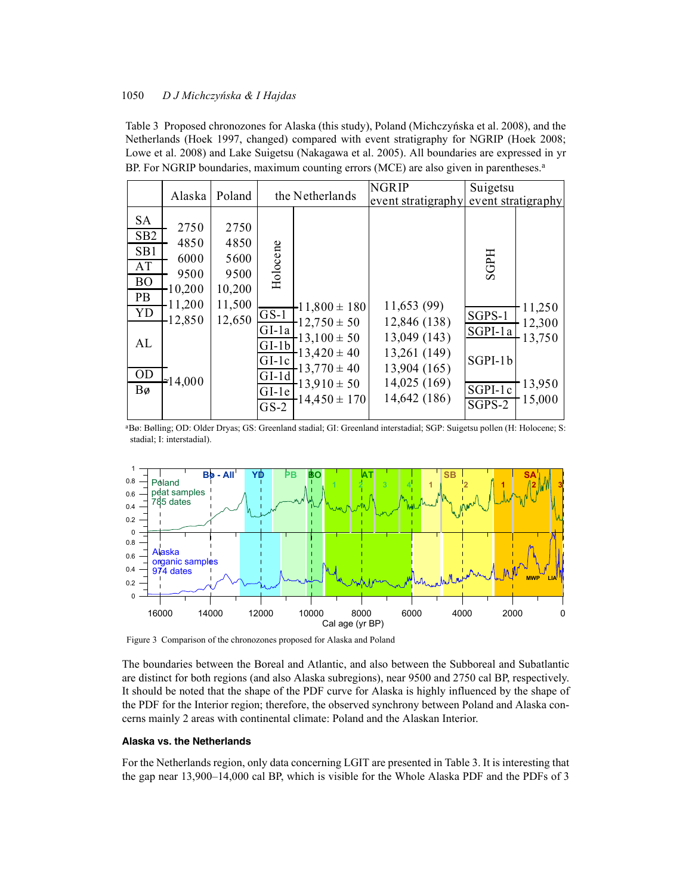Table 3 Proposed chronozones for Alaska (this study), Poland (Michczyńska et al. 2008), and the Netherlands (Hoek 1997, changed) compared with event stratigraphy for NGRIP (Hoek 2008; Lowe et al. 2008) and Lake Suigetsu (Nakagawa et al. 2005). All boundaries are expressed in yr BP. For NGRIP boundaries, maximum counting errors (MCE) are also given in parentheses.[a]

| | Alaska | Poland | the Netherlands | | NGRIP event stratigraphy | Suigetsu event stratigraphy | |
|---|---|---|---|---|---|---|---|
| SA | | | Holocene | | | SGPH | |
| SB2 | 2750 | 2750 | | | | | |
| SB1 | 4850 | 4850 | | | | | |
| AT | 6000 | 5600 | | | | | |
| BO | 9500 | 9500 | | | | | |
| PB | 10,200 | 10,200 | | | | | |
| YD | 11,200 | 11,500 | | 11,800 ± 180 | 11,653 (99) | | 11,250 |
| | 12,850 | 12,650 | GS-1 | 12,750 ± 50 | 12,846 (138) | SGPS-1 | 12,300 |
| AL | | | GI-1a | 13,100 ± 50 | 13,049 (143) | SGPI-1a | 13,750 |
| | | | GI-1b | 13,420 ± 40 | 13,261 (149) | SGPI-1b | |
| | | | GI-1c | 13,770 ± 40 | 13,904 (165) | | |
| OD | ≈14,000 | | GI-1d | 13,910 ± 50 | 14,025 (169) | | 13,950 |
| Bø | | | GI-1e | 14,450 ± 170 | 14,642 (186) | SGPI-1c | 15,000 |
| | | | GS-2 | | | SGPS-2 | |

[a]Bø: Bølling; OD: Older Dryas; GS: Greenland stadial; GI: Greenland interstadial; SGP: Suigetsu pollen (H: Holocene; S: stadial; I: interstadial).

Figure 3 Comparison of the chronozones proposed for Alaska and Poland

The boundaries between the Boreal and Atlantic, and also between the Subboreal and Subatlantic are distinct for both regions (and also Alaska subregions), near 9500 and 2750 cal BP, respectively. It should be noted that the shape of the PDF curve for Alaska is highly influenced by the shape of the PDF for the Interior region; therefore, the observed synchrony between Poland and Alaska concerns mainly 2 areas with continental climate: Poland and the Alaskan Interior.

#### Alaska vs. the Netherlands

For the Netherlands region, only data concerning LGIT are presented in Table 3. It is interesting that the gap near 13,900–14,000 cal BP, which is visible for the Whole Alaska PDF and the PDFs of 3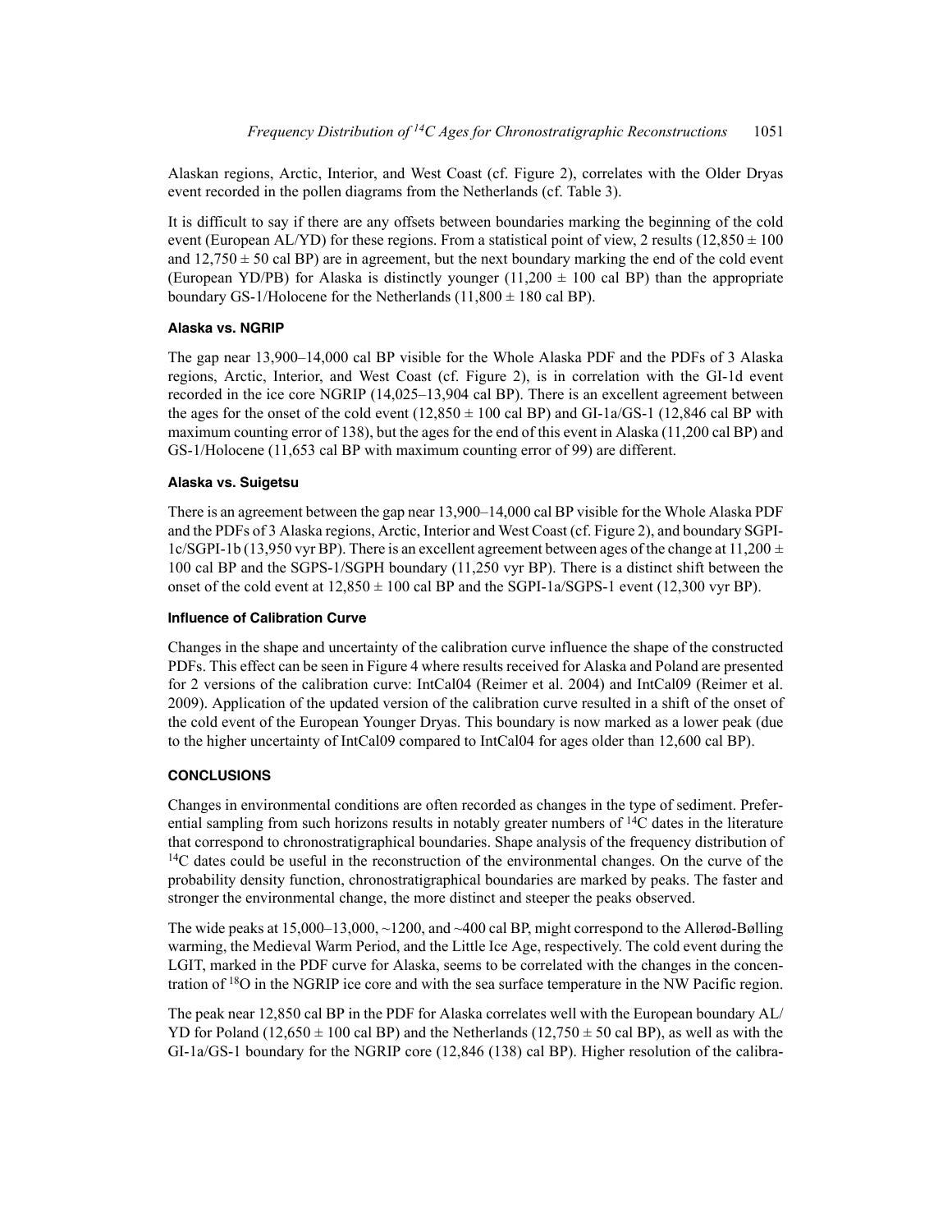Alaskan regions, Arctic, Interior, and West Coast (cf. Figure 2), correlates with the Older Dryas event recorded in the pollen diagrams from the Netherlands (cf. Table 3).

It is difficult to say if there are any offsets between boundaries marking the beginning of the cold event (European AL/YD) for these regions. From a statistical point of view, 2 results ($12{,}850 \pm 100$ and $12{,}750 \pm 50$ cal BP) are in agreement, but the next boundary marking the end of the cold event (European YD/PB) for Alaska is distinctly younger ($11{,}200 \pm 100$ cal BP) than the appropriate boundary GS-1/Holocene for the Netherlands ($11{,}800 \pm 180$ cal BP).

### Alaska vs. NGRIP

The gap near 13,900–14,000 cal BP visible for the Whole Alaska PDF and the PDFs of 3 Alaska regions, Arctic, Interior, and West Coast (cf. Figure 2), is in correlation with the GI-1d event recorded in the ice core NGRIP (14,025–13,904 cal BP). There is an excellent agreement between the ages for the onset of the cold event ($12{,}850 \pm 100$ cal BP) and GI-1a/GS-1 (12,846 cal BP with maximum counting error of 138), but the ages for the end of this event in Alaska (11,200 cal BP) and GS-1/Holocene (11,653 cal BP with maximum counting error of 99) are different.

### Alaska vs. Suigetsu

There is an agreement between the gap near 13,900–14,000 cal BP visible for the Whole Alaska PDF and the PDFs of 3 Alaska regions, Arctic, Interior and West Coast (cf. Figure 2), and boundary SGPI-1c/SGPI-1b (13,950 vyr BP). There is an excellent agreement between ages of the change at $11{,}200 \pm 100$ cal BP and the SGPS-1/SGPH boundary (11,250 vyr BP). There is a distinct shift between the onset of the cold event at $12{,}850 \pm 100$ cal BP and the SGPI-1a/SGPS-1 event (12,300 vyr BP).

### Influence of Calibration Curve

Changes in the shape and uncertainty of the calibration curve influence the shape of the constructed PDFs. This effect can be seen in Figure 4 where results received for Alaska and Poland are presented for 2 versions of the calibration curve: IntCal04 (Reimer et al. 2004) and IntCal09 (Reimer et al. 2009). Application of the updated version of the calibration curve resulted in a shift of the onset of the cold event of the European Younger Dryas. This boundary is now marked as a lower peak (due to the higher uncertainty of IntCal09 compared to IntCal04 for ages older than 12,600 cal BP).

## CONCLUSIONS

Changes in environmental conditions are often recorded as changes in the type of sediment. Preferential sampling from such horizons results in notably greater numbers of $^{14}C$ dates in the literature that correspond to chronostratigraphical boundaries. Shape analysis of the frequency distribution of $^{14}C$ dates could be useful in the reconstruction of the environmental changes. On the curve of the probability density function, chronostratigraphical boundaries are marked by peaks. The faster and stronger the environmental change, the more distinct and steeper the peaks observed.

The wide peaks at 15,000–13,000, ~1200, and ~400 cal BP, might correspond to the Allerød-Bølling warming, the Medieval Warm Period, and the Little Ice Age, respectively. The cold event during the LGIT, marked in the PDF curve for Alaska, seems to be correlated with the changes in the concentration of $^{18}O$ in the NGRIP ice core and with the sea surface temperature in the NW Pacific region.

The peak near 12,850 cal BP in the PDF for Alaska correlates well with the European boundary AL/YD for Poland ($12{,}650 \pm 100$ cal BP) and the Netherlands ($12{,}750 \pm 50$ cal BP), as well as with the GI-1a/GS-1 boundary for the NGRIP core (12,846 (138) cal BP). Higher resolution of the calibra-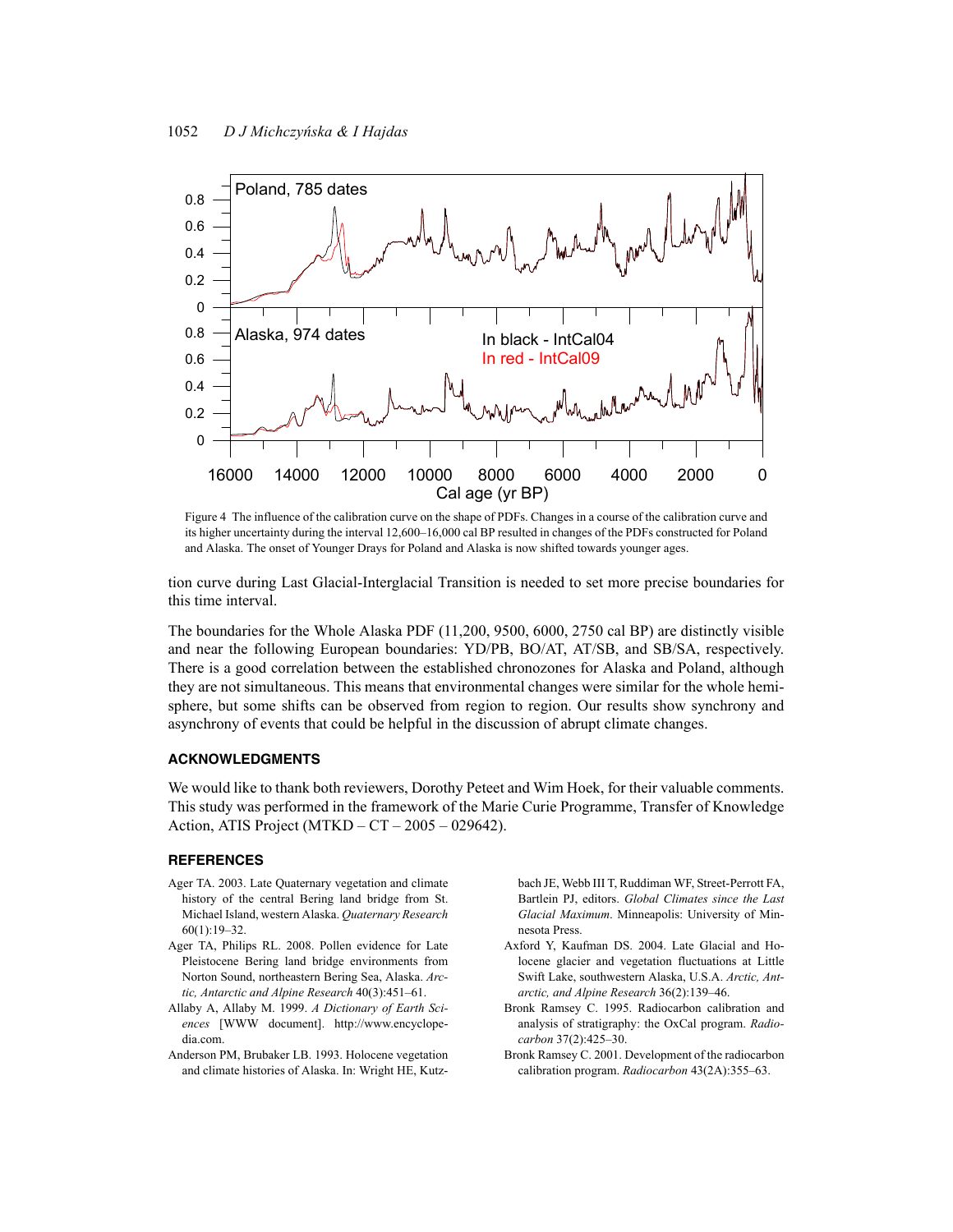Figure 4 The influence of the calibration curve on the shape of PDFs. Changes in a course of the calibration curve and its higher uncertainty during the interval 12,600–16,000 cal BP resulted in changes of the PDFs constructed for Poland and Alaska. The onset of Younger Drays for Poland and Alaska is now shifted towards younger ages.

tion curve during Last Glacial-Interglacial Transition is needed to set more precise boundaries for this time interval.

The boundaries for the Whole Alaska PDF (11,200, 9500, 6000, 2750 cal BP) are distinctly visible and near the following European boundaries: YD/PB, BO/AT, AT/SB, and SB/SA, respectively. There is a good correlation between the established chronozones for Alaska and Poland, although they are not simultaneous. This means that environmental changes were similar for the whole hemisphere, but some shifts can be observed from region to region. Our results show synchrony and asynchrony of events that could be helpful in the discussion of abrupt climate changes.

## ACKNOWLEDGMENTS

We would like to thank both reviewers, Dorothy Peteet and Wim Hoek, for their valuable comments. This study was performed in the framework of the Marie Curie Programme, Transfer of Knowledge Action, ATIS Project (MTKD – CT – 2005 – 029642).

## REFERENCES

Ager TA. 2003. Late Quaternary vegetation and climate history of the central Bering land bridge from St. Michael Island, western Alaska. *Quaternary Research* 60(1):19–32.

Ager TA, Philips RL. 2008. Pollen evidence for Late Pleistocene Bering land bridge environments from Norton Sound, northeastern Bering Sea, Alaska. *Arctic, Antarctic and Alpine Research* 40(3):451–61.

Allaby A, Allaby M. 1999. *A Dictionary of Earth Sciences* [WWW document]. http://www.encyclopedia.com.

Anderson PM, Brubaker LB. 1993. Holocene vegetation and climate histories of Alaska. In: Wright HE, Kutzbach JE, Webb III T, Ruddiman WF, Street-Perrott FA, Bartlein PJ, editors. *Global Climates since the Last Glacial Maximum*. Minneapolis: University of Minnesota Press.

Axford Y, Kaufman DS. 2004. Late Glacial and Holocene glacier and vegetation fluctuations at Little Swift Lake, southwestern Alaska, U.S.A. *Arctic, Antarctic, and Alpine Research* 36(2):139–46.

Bronk Ramsey C. 1995. Radiocarbon calibration and analysis of stratigraphy: the OxCal program. *Radiocarbon* 37(2):425–30.

Bronk Ramsey C. 2001. Development of the radiocarbon calibration program. *Radiocarbon* 43(2A):355–63.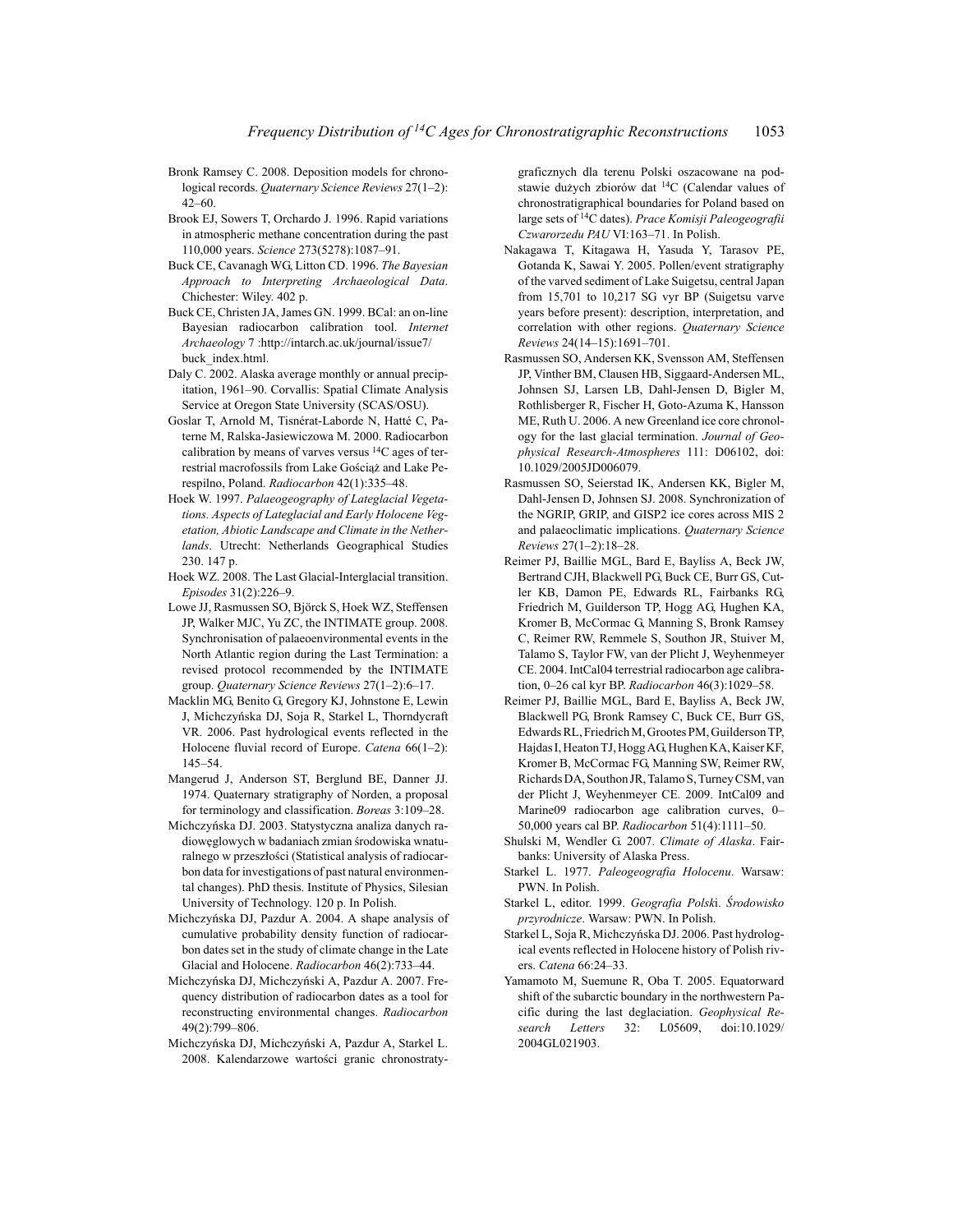Bronk Ramsey C. 2008. Deposition models for chronological records. *Quaternary Science Reviews* 27(1–2): 42–60.

Brook EJ, Sowers T, Orchardo J. 1996. Rapid variations in atmospheric methane concentration during the past 110,000 years. *Science* 273(5278):1087–91.

Buck CE, Cavanagh WG, Litton CD. 1996. *The Bayesian Approach to Interpreting Archaeological Data*. Chichester: Wiley. 402 p.

Buck CE, Christen JA, James GN. 1999. BCal: an on-line Bayesian radiocarbon calibration tool. *Internet Archaeology* 7 :http://intarch.ac.uk/journal/issue7/buck_index.html.

Daly C. 2002. Alaska average monthly or annual precipitation, 1961–90. Corvallis: Spatial Climate Analysis Service at Oregon State University (SCAS/OSU).

Goslar T, Arnold M, Tisnérat-Laborde N, Hatté C, Paterne M, Ralska-Jasiewiczowa M. 2000. Radiocarbon calibration by means of varves versus $^{14}$C ages of terrestrial macrofossils from Lake Gościąż and Lake Perespilno, Poland. *Radiocarbon* 42(1):335–48.

Hoek W. 1997. *Palaeogeography of Lateglacial Vegetations. Aspects of Lateglacial and Early Holocene Vegetation, Abiotic Landscape and Climate in the Netherlands*. Utrecht: Netherlands Geographical Studies 230. 147 p.

Hoek WZ. 2008. The Last Glacial-Interglacial transition. *Episodes* 31(2):226–9.

Lowe JJ, Rasmussen SO, Björck S, Hoek WZ, Steffensen JP, Walker MJC, Yu ZC, the INTIMATE group. 2008. Synchronisation of palaeoenvironmental events in the North Atlantic region during the Last Termination: a revised protocol recommended by the INTIMATE group. *Quaternary Science Reviews* 27(1–2):6–17.

Macklin MG, Benito G, Gregory KJ, Johnstone E, Lewin J, Michczyńska DJ, Soja R, Starkel L, Thorndycraft VR. 2006. Past hydrological events reflected in the Holocene fluvial record of Europe. *Catena* 66(1–2): 145–54.

Mangerud J, Anderson ST, Berglund BE, Danner JJ. 1974. Quaternary stratigraphy of Norden, a proposal for terminology and classification. *Boreas* 3:109–28.

Michczyńska DJ. 2003. Statystyczna analiza danych radiowęglowych w badaniach zmian środowiska wnaturalnego w przeszłości (Statistical analysis of radiocarbon data for investigations of past natural environmental changes). PhD thesis. Institute of Physics, Silesian University of Technology. 120 p. In Polish.

Michczyńska DJ, Pazdur A. 2004. A shape analysis of cumulative probability density function of radiocarbon dates set in the study of climate change in the Late Glacial and Holocene. *Radiocarbon* 46(2):733–44.

Michczyńska DJ, Michczyński A, Pazdur A. 2007. Frequency distribution of radiocarbon dates as a tool for reconstructing environmental changes. *Radiocarbon* 49(2):799–806.

Michczyńska DJ, Michczyński A, Pazdur A, Starkel L. 2008. Kalendarzowe wartości granic chronostratygraficznych dla terenu Polski oszacowane na podstawie dużych zbiorów dat $^{14}$C (Calendar values of chronostratigraphical boundaries for Poland based on large sets of $^{14}$C dates). *Prace Komisji Paleogeografii Czwarorzedu PAU* VI:163–71. In Polish.

Nakagawa T, Kitagawa H, Yasuda Y, Tarasov PE, Gotanda K, Sawai Y. 2005. Pollen/event stratigraphy of the varved sediment of Lake Suigetsu, central Japan from 15,701 to 10,217 SG vyr BP (Suigetsu varve years before present): description, interpretation, and correlation with other regions. *Quaternary Science Reviews* 24(14–15):1691–701.

Rasmussen SO, Andersen KK, Svensson AM, Steffensen JP, Vinther BM, Clausen HB, Siggaard-Andersen ML, Johnsen SJ, Larsen LB, Dahl-Jensen D, Bigler M, Rothlisberger R, Fischer H, Goto-Azuma K, Hansson ME, Ruth U. 2006. A new Greenland ice core chronology for the last glacial termination. *Journal of Geophysical Research-Atmospheres* 111: D06102, doi: 10.1029/2005JD006079.

Rasmussen SO, Seierstad IK, Andersen KK, Bigler M, Dahl-Jensen D, Johnsen SJ. 2008. Synchronization of the NGRIP, GRIP, and GISP2 ice cores across MIS 2 and palaeoclimatic implications. *Quaternary Science Reviews* 27(1–2):18–28.

Reimer PJ, Baillie MGL, Bard E, Bayliss A, Beck JW, Bertrand CJH, Blackwell PG, Buck CE, Burr GS, Cutler KB, Damon PE, Edwards RL, Fairbanks RG, Friedrich M, Guilderson TP, Hogg AG, Hughen KA, Kromer B, McCormac G, Manning S, Bronk Ramsey C, Reimer RW, Remmele S, Southon JR, Stuiver M, Talamo S, Taylor FW, van der Plicht J, Weyhenmeyer CE. 2004. IntCal04 terrestrial radiocarbon age calibration, 0–26 cal kyr BP. *Radiocarbon* 46(3):1029–58.

Reimer PJ, Baillie MGL, Bard E, Bayliss A, Beck JW, Blackwell PG, Bronk Ramsey C, Buck CE, Burr GS, Edwards RL, Friedrich M, Grootes PM, Guilderson TP, Hajdas I, Heaton TJ, Hogg AG, Hughen KA, Kaiser KF, Kromer B, McCormac FG, Manning SW, Reimer RW, Richards DA, Southon JR, Talamo S, Turney CSM, van der Plicht J, Weyhenmeyer CE. 2009. IntCal09 and Marine09 radiocarbon age calibration curves, 0–50,000 years cal BP. *Radiocarbon* 51(4):1111–50.

Shulski M, Wendler G. 2007. *Climate of Alaska*. Fairbanks: University of Alaska Press.

Starkel L. 1977. *Paleogeografia Holocenu*. Warsaw: PWN. In Polish.

Starkel L, editor. 1999. *Geografia Polsk*i. *Środowisko przyrodnicze*. Warsaw: PWN. In Polish.

Starkel L, Soja R, Michczyńska DJ. 2006. Past hydrological events reflected in Holocene history of Polish rivers. *Catena* 66:24–33.

Yamamoto M, Suemune R, Oba T. 2005. Equatorward shift of the subarctic boundary in the northwestern Pacific during the last deglaciation. *Geophysical Research Letters* 32: L05609, doi:10.1029/2004GL021903.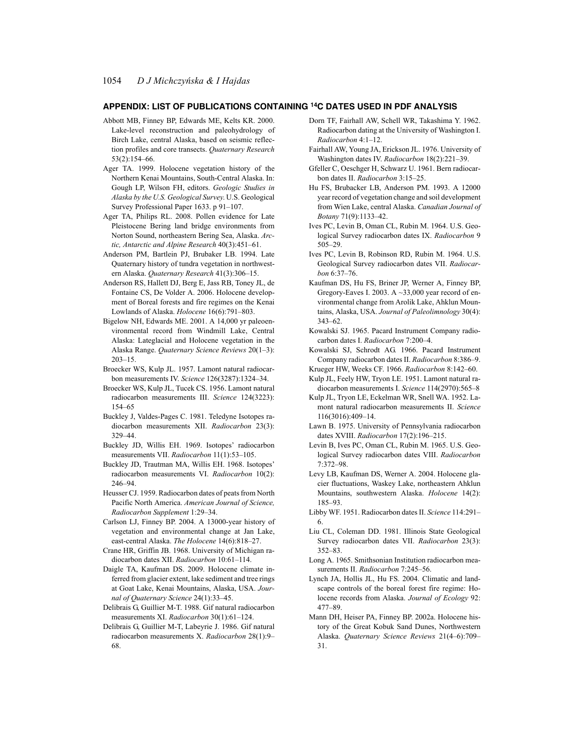## APPENDIX: LIST OF PUBLICATIONS CONTAINING $^{14}C$ DATES USED IN PDF ANALYSIS

Abbott MB, Finney BP, Edwards ME, Kelts KR. 2000. Lake-level reconstruction and paleohydrology of Birch Lake, central Alaska, based on seismic reflection profiles and core transects. *Quaternary Research* 53(2):154–66.

Ager TA. 1999. Holocene vegetation history of the Northern Kenai Mountains, South-Central Alaska. In: Gough LP, Wilson FH, editors. *Geologic Studies in Alaska by the U.S. Geological Survey*. U.S. Geological Survey Professional Paper 1633. p 91–107.

Ager TA, Philips RL. 2008. Pollen evidence for Late Pleistocene Bering land bridge environments from Norton Sound, northeastern Bering Sea, Alaska. *Arctic, Antarctic and Alpine Research* 40(3):451–61.

Anderson PM, Bartlein PJ, Brubaker LB. 1994. Late Quaternary history of tundra vegetation in northwestern Alaska. *Quaternary Research* 41(3):306–15.

Anderson RS, Hallett DJ, Berg E, Jass RB, Toney JL, de Fontaine CS, De Volder A. 2006. Holocene development of Boreal forests and fire regimes on the Kenai Lowlands of Alaska. *Holocene* 16(6):791–803.

Bigelow NH, Edwards ME. 2001. A 14,000 yr paleoenvironmental record from Windmill Lake, Central Alaska: Lateglacial and Holocene vegetation in the Alaska Range. *Quaternary Science Reviews* 20(1–3): 203–15.

Broecker WS, Kulp JL. 1957. Lamont natural radiocarbon measurements IV. *Science* 126(3287):1324–34.

Broecker WS, Kulp JL, Tucek CS. 1956. Lamont natural radiocarbon measurements III. *Science* 124(3223): 154–65

Buckley J, Valdes-Pages C. 1981. Teledyne Isotopes radiocarbon measurements XII. *Radiocarbon* 23(3): 329–44.

Buckley JD, Willis EH. 1969. Isotopes' radiocarbon measurements VII. *Radiocarbon* 11(1):53–105.

Buckley JD, Trautman MA, Willis EH. 1968. Isotopes' radiocarbon measurements VI. *Radiocarbon* 10(2): 246–94.

Heusser CJ. 1959. Radiocarbon dates of peats from North Pacific North America. *American Journal of Science, Radiocarbon Supplement* 1:29–34.

Carlson LJ, Finney BP. 2004. A 13000-year history of vegetation and environmental change at Jan Lake, east-central Alaska. *The Holocene* 14(6):818–27.

Crane HR, Griffin JB. 1968. University of Michigan radiocarbon dates XII. *Radiocarbon* 10:61–114.

Daigle TA, Kaufman DS. 2009. Holocene climate inferred from glacier extent, lake sediment and tree rings at Goat Lake, Kenai Mountains, Alaska, USA. *Journal of Quaternary Science* 24(1):33–45.

Delibrais G, Guillier M-T. 1988. Gif natural radiocarbon measurements XI. *Radiocarbon* 30(1):61–124.

Delibrais G, Guillier M-T, Labeyrie J. 1986. Gif natural radiocarbon measurements X. *Radiocarbon* 28(1):9–68.

Dorn TF, Fairhall AW, Schell WR, Takashima Y. 1962. Radiocarbon dating at the University of Washington I. *Radiocarbon* 4:1–12.

Fairhall AW, Young JA, Erickson JL. 1976. University of Washington dates IV. *Radiocarbon* 18(2):221–39.

Gfeller C, Oeschger H, Schwarz U. 1961. Bern radiocarbon dates II. *Radiocarbon* 3:15–25.

Hu FS, Brubacker LB, Anderson PM. 1993. A 12000 year record of vegetation change and soil development from Wien Lake, central Alaska. *Canadian Journal of Botany* 71(9):1133–42.

Ives PC, Levin B, Oman CL, Rubin M. 1964. U.S. Geological Survey radiocarbon dates IX. *Radiocarbon* 9 505–29.

Ives PC, Levin B, Robinson RD, Rubin M. 1964. U.S. Geological Survey radiocarbon dates VII. *Radiocarbon* 6:37–76.

Kaufman DS, Hu FS, Briner JP, Werner A, Finney BP, Gregory-Eaves I. 2003. A ~33,000 year record of environmental change from Arolik Lake, Ahklun Mountains, Alaska, USA. *Journal of Paleolimnology* 30(4): 343–62.

Kowalski SJ. 1965. Pacard Instrument Company radiocarbon dates I. *Radiocarbon* 7:200–4.

Kowalski SJ, Schrodt AG. 1966. Pacard Instrument Company radiocarbon dates II. *Radiocarbon* 8:386–9.

Krueger HW, Weeks CF. 1966. *Radiocarbon* 8:142–60.

Kulp JL, Feely HW, Tryon LE. 1951. Lamont natural radiocarbon measurements I. *Science* 114(2970):565–8

Kulp JL, Tryon LE, Eckelman WR, Snell WA. 1952. Lamont natural radiocarbon measurements II. *Science* 116(3016):409–14.

Lawn B. 1975. University of Pennsylvania radiocarbon dates XVIII. *Radiocarbon* 17(2):196–215.

Levin B, Ives PC, Oman CL, Rubin M. 1965. U.S. Geological Survey radiocarbon dates VIII. *Radiocarbon* 7:372–98.

Levy LB, Kaufman DS, Werner A. 2004. Holocene glacier fluctuations, Waskey Lake, northeastern Ahklun Mountains, southwestern Alaska. *Holocene* 14(2): 185–93.

Libby WF. 1951. Radiocarbon dates II. *Science* 114:291–6.

Liu CL, Coleman DD. 1981. Illinois State Geological Survey radiocarbon dates VII. *Radiocarbon* 23(3): 352–83.

Long A. 1965. Smithsonian Institution radiocarbon measurements II. *Radiocarbon* 7:245–56.

Lynch JA, Hollis JL, Hu FS. 2004. Climatic and landscape controls of the boreal forest fire regime: Holocene records from Alaska. *Journal of Ecology* 92: 477–89.

Mann DH, Heiser PA, Finney BP. 2002a. Holocene history of the Great Kobuk Sand Dunes, Northwestern Alaska. *Quaternary Science Reviews* 21(4–6):709–31.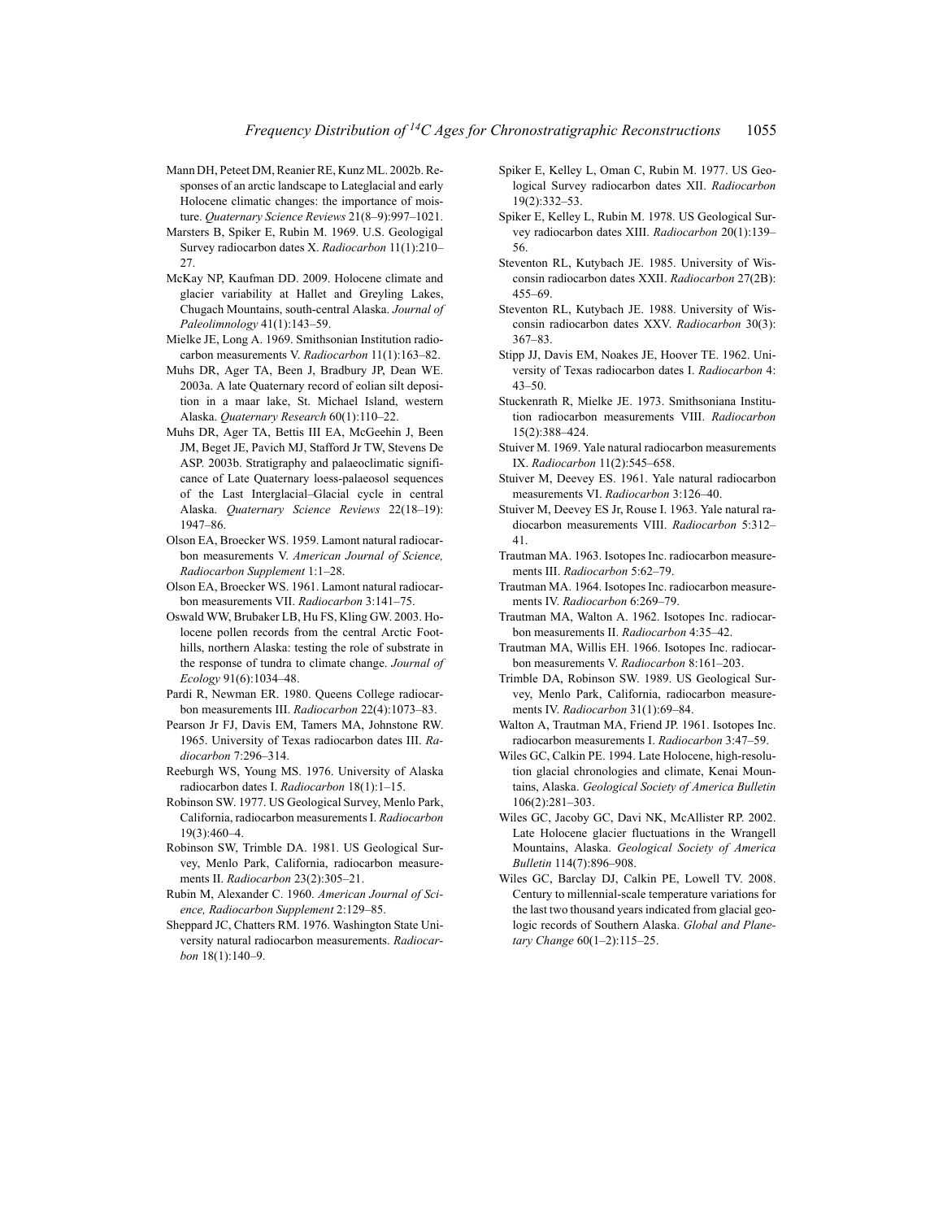Mann DH, Peteet DM, Reanier RE, Kunz ML. 2002b. Responses of an arctic landscape to Lateglacial and early Holocene climatic changes: the importance of moisture. *Quaternary Science Reviews* 21(8–9):997–1021.

Marsters B, Spiker E, Rubin M. 1969. U.S. Geologigal Survey radiocarbon dates X. *Radiocarbon* 11(1):210–27.

McKay NP, Kaufman DD. 2009. Holocene climate and glacier variability at Hallet and Greyling Lakes, Chugach Mountains, south-central Alaska. *Journal of Paleolimnology* 41(1):143–59.

Mielke JE, Long A. 1969. Smithsonian Institution radiocarbon measurements V. *Radiocarbon* 11(1):163–82.

Muhs DR, Ager TA, Been J, Bradbury JP, Dean WE. 2003a. A late Quaternary record of eolian silt deposition in a maar lake, St. Michael Island, western Alaska. *Quaternary Research* 60(1):110–22.

Muhs DR, Ager TA, Bettis III EA, McGeehin J, Been JM, Beget JE, Pavich MJ, Stafford Jr TW, Stevens De ASP. 2003b. Stratigraphy and palaeoclimatic significance of Late Quaternary loess-palaeosol sequences of the Last Interglacial–Glacial cycle in central Alaska. *Quaternary Science Reviews* 22(18–19):1947–86.

Olson EA, Broecker WS. 1959. Lamont natural radiocarbon measurements V. *American Journal of Science, Radiocarbon Supplement* 1:1–28.

Olson EA, Broecker WS. 1961. Lamont natural radiocarbon measurements VII. *Radiocarbon* 3:141–75.

Oswald WW, Brubaker LB, Hu FS, Kling GW. 2003. Holocene pollen records from the central Arctic Foothills, northern Alaska: testing the role of substrate in the response of tundra to climate change. *Journal of Ecology* 91(6):1034–48.

Pardi R, Newman ER. 1980. Queens College radiocarbon measurements III. *Radiocarbon* 22(4):1073–83.

Pearson Jr FJ, Davis EM, Tamers MA, Johnstone RW. 1965. University of Texas radiocarbon dates III. *Radiocarbon* 7:296–314.

Reeburgh WS, Young MS. 1976. University of Alaska radiocarbon dates I. *Radiocarbon* 18(1):1–15.

Robinson SW. 1977. US Geological Survey, Menlo Park, California, radiocarbon measurements I. *Radiocarbon* 19(3):460–4.

Robinson SW, Trimble DA. 1981. US Geological Survey, Menlo Park, California, radiocarbon measurements II. *Radiocarbon* 23(2):305–21.

Rubin M, Alexander C. 1960. *American Journal of Science, Radiocarbon Supplement* 2:129–85.

Sheppard JC, Chatters RM. 1976. Washington State University natural radiocarbon measurements. *Radiocarbon* 18(1):140–9.

Spiker E, Kelley L, Oman C, Rubin M. 1977. US Geological Survey radiocarbon dates XII. *Radiocarbon* 19(2):332–53.

Spiker E, Kelley L, Rubin M. 1978. US Geological Survey radiocarbon dates XIII. *Radiocarbon* 20(1):139–56.

Steventon RL, Kutybach JE. 1985. University of Wisconsin radiocarbon dates XXII. *Radiocarbon* 27(2B):455–69.

Steventon RL, Kutybach JE. 1988. University of Wisconsin radiocarbon dates XXV. *Radiocarbon* 30(3):367–83.

Stipp JJ, Davis EM, Noakes JE, Hoover TE. 1962. University of Texas radiocarbon dates I. *Radiocarbon* 4:43–50.

Stuckenrath R, Mielke JE. 1973. Smithsoniana Institution radiocarbon measurements VIII. *Radiocarbon* 15(2):388–424.

Stuiver M. 1969. Yale natural radiocarbon measurements IX. *Radiocarbon* 11(2):545–658.

Stuiver M, Deevey ES. 1961. Yale natural radiocarbon measurements VI. *Radiocarbon* 3:126–40.

Stuiver M, Deevey ES Jr, Rouse I. 1963. Yale natural radiocarbon measurements VIII. *Radiocarbon* 5:312–41.

Trautman MA. 1963. Isotopes Inc. radiocarbon measurements III. *Radiocarbon* 5:62–79.

Trautman MA. 1964. Isotopes Inc. radiocarbon measurements IV. *Radiocarbon* 6:269–79.

Trautman MA, Walton A. 1962. Isotopes Inc. radiocarbon measurements II. *Radiocarbon* 4:35–42.

Trautman MA, Willis EH. 1966. Isotopes Inc. radiocarbon measurements V. *Radiocarbon* 8:161–203.

Trimble DA, Robinson SW. 1989. US Geological Survey, Menlo Park, California, radiocarbon measurements IV. *Radiocarbon* 31(1):69–84.

Walton A, Trautman MA, Friend JP. 1961. Isotopes Inc. radiocarbon measurements I. *Radiocarbon* 3:47–59.

Wiles GC, Calkin PE. 1994. Late Holocene, high-resolution glacial chronologies and climate, Kenai Mountains, Alaska. *Geological Society of America Bulletin* 106(2):281–303.

Wiles GC, Jacoby GC, Davi NK, McAllister RP. 2002. Late Holocene glacier fluctuations in the Wrangell Mountains, Alaska. *Geological Society of America Bulletin* 114(7):896–908.

Wiles GC, Barclay DJ, Calkin PE, Lowell TV. 2008. Century to millennial-scale temperature variations for the last two thousand years indicated from glacial geologic records of Southern Alaska. *Global and Planetary Change* 60(1–2):115–25.